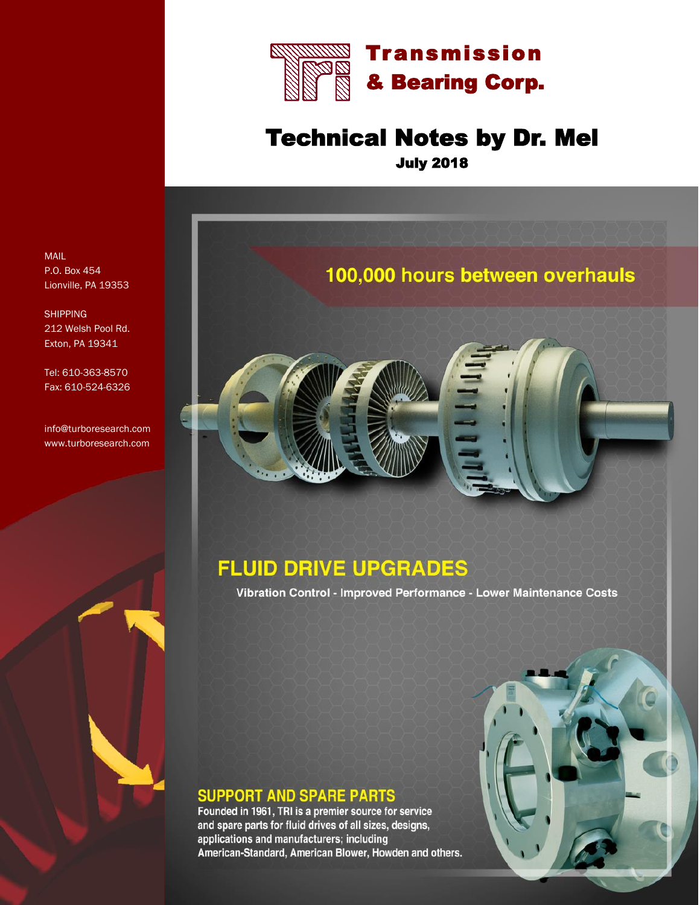# Transmission & Bearing Corp.

## Technical Notes by Dr. Mel

**July 2018**

MAIL
P.O. Box 454
Lionville, PA 19353

SHIPPING
212 Welsh Pool Rd.
Exton, PA 19341

Tel: 610-363-8570
Fax: 610-524-6326

info@turboresearch.com
www.turboresearch.com

**100,000 hours between overhauls**

## FLUID DRIVE UPGRADES

**Vibration Control - Improved Performance - Lower Maintenance Costs**

## SUPPORT AND SPARE PARTS

Founded in 1961, TRI is a premier source for service and spare parts for fluid drives of all sizes, designs, applications and manufacturers; including American-Standard, American Blower, Howden and others.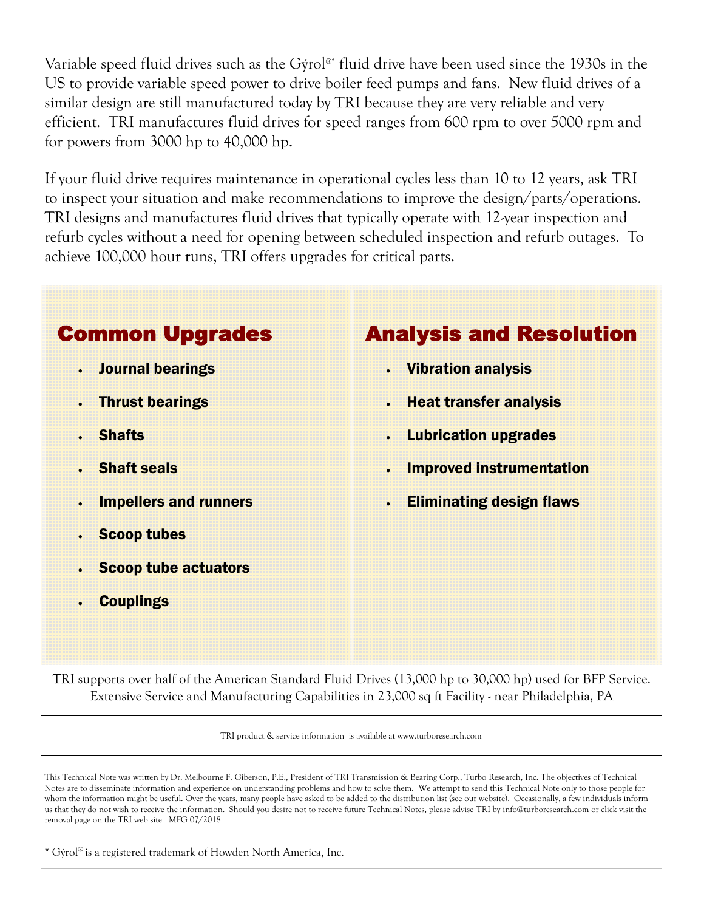Variable speed fluid drives such as the Gýrol®* fluid drive have been used since the 1930s in the US to provide variable speed power to drive boiler feed pumps and fans. New fluid drives of a similar design are still manufactured today by TRI because they are very reliable and very efficient. TRI manufactures fluid drives for speed ranges from 600 rpm to over 5000 rpm and for powers from 3000 hp to 40,000 hp.

If your fluid drive requires maintenance in operational cycles less than 10 to 12 years, ask TRI to inspect your situation and make recommendations to improve the design/parts/operations. TRI designs and manufactures fluid drives that typically operate with 12-year inspection and refurb cycles without a need for opening between scheduled inspection and refurb outages. To achieve 100,000 hour runs, TRI offers upgrades for critical parts.

## Common Upgrades

- **Journal bearings**
- **Thrust bearings**
- **Shafts**
- **Shaft seals**
- **Impellers and runners**
- **Scoop tubes**
- **Scoop tube actuators**
- **Couplings**

## Analysis and Resolution

- **Vibration analysis**
- **Heat transfer analysis**
- **Lubrication upgrades**
- **Improved instrumentation**
- **Eliminating design flaws**

TRI supports over half of the American Standard Fluid Drives (13,000 hp to 30,000 hp) used for BFP Service.
Extensive Service and Manufacturing Capabilities in 23,000 sq ft Facility - near Philadelphia, PA

---

TRI product & service information is available at www.turboresearch.com

---

This Technical Note was written by Dr. Melbourne F. Giberson, P.E., President of TRI Transmission & Bearing Corp., Turbo Research, Inc. The objectives of Technical Notes are to disseminate information and experience on understanding problems and how to solve them. We attempt to send this Technical Note only to those people for whom the information might be useful. Over the years, many people have asked to be added to the distribution list (see our website). Occasionally, a few individuals inform us that they do not wish to receive the information. Should you desire not to receive future Technical Notes, please advise TRI by info@turboresearch.com or click visit the removal page on the TRI web site MFG 07/2018

---

* Gýrol® is a registered trademark of Howden North America, Inc.